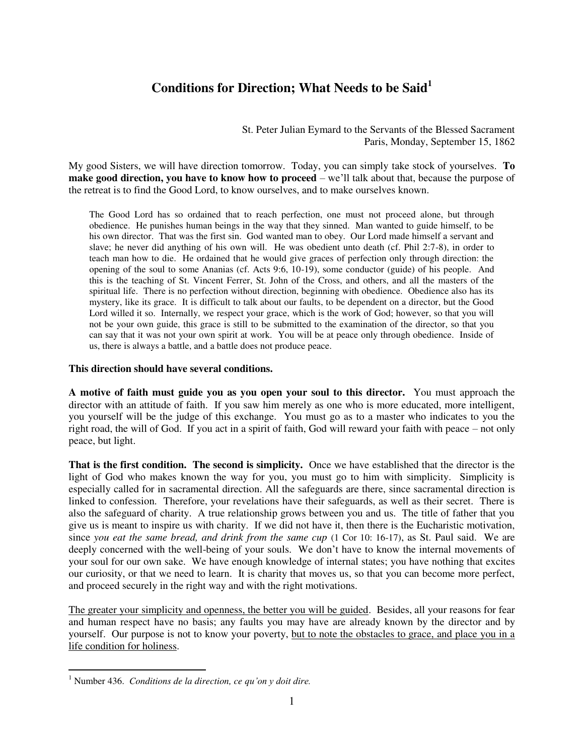# Conditions for Direction; What Needs to be Said[1]

St. Peter Julian Eymard to the Servants of the Blessed Sacrament
Paris, Monday, September 15, 1862

My good Sisters, we will have direction tomorrow. Today, you can simply take stock of yourselves. **To make good direction, you have to know how to proceed** – we'll talk about that, because the purpose of the retreat is to find the Good Lord, to know ourselves, and to make ourselves known.

> The Good Lord has so ordained that to reach perfection, one must not proceed alone, but through obedience. He punishes human beings in the way that they sinned. Man wanted to guide himself, to be his own director. That was the first sin. God wanted man to obey. Our Lord made himself a servant and slave; he never did anything of his own will. He was obedient unto death (cf. Phil 2:7-8), in order to teach man how to die. He ordained that he would give graces of perfection only through direction: the opening of the soul to some Ananias (cf. Acts 9:6, 10-19), some conductor (guide) of his people. And this is the teaching of St. Vincent Ferrer, St. John of the Cross, and others, and all the masters of the spiritual life. There is no perfection without direction, beginning with obedience. Obedience also has its mystery, like its grace. It is difficult to talk about our faults, to be dependent on a director, but the Good Lord willed it so. Internally, we respect your grace, which is the work of God; however, so that you will not be your own guide, this grace is still to be submitted to the examination of the director, so that you can say that it was not your own spirit at work. You will be at peace only through obedience. Inside of us, there is always a battle, and a battle does not produce peace.

**This direction should have several conditions.**

**A motive of faith must guide you as you open your soul to this director.** You must approach the director with an attitude of faith. If you saw him merely as one who is more educated, more intelligent, you yourself will be the judge of this exchange. You must go as to a master who indicates to you the right road, the will of God. If you act in a spirit of faith, God will reward your faith with peace – not only peace, but light.

**That is the first condition. The second is simplicity.** Once we have established that the director is the light of God who makes known the way for you, you must go to him with simplicity. Simplicity is especially called for in sacramental direction. All the safeguards are there, since sacramental direction is linked to confession. Therefore, your revelations have their safeguards, as well as their secret. There is also the safeguard of charity. A true relationship grows between you and us. The title of father that you give us is meant to inspire us with charity. If we did not have it, then there is the Eucharistic motivation, since *you eat the same bread, and drink from the same cup* (1 Cor 10: 16-17), as St. Paul said. We are deeply concerned with the well-being of your souls. We don't have to know the internal movements of your soul for our own sake. We have enough knowledge of internal states; you have nothing that excites our curiosity, or that we need to learn. It is charity that moves us, so that you can become more perfect, and proceed securely in the right way and with the right motivations.

<u>The greater your simplicity and openness, the better you will be guided</u>. Besides, all your reasons for fear and human respect have no basis; any faults you may have are already known by the director and by yourself. Our purpose is not to know your poverty, <u>but to note the obstacles to grace, and place you in a life condition for holiness</u>.

---

[1] Number 436. *Conditions de la direction, ce qu'on y doit dire.*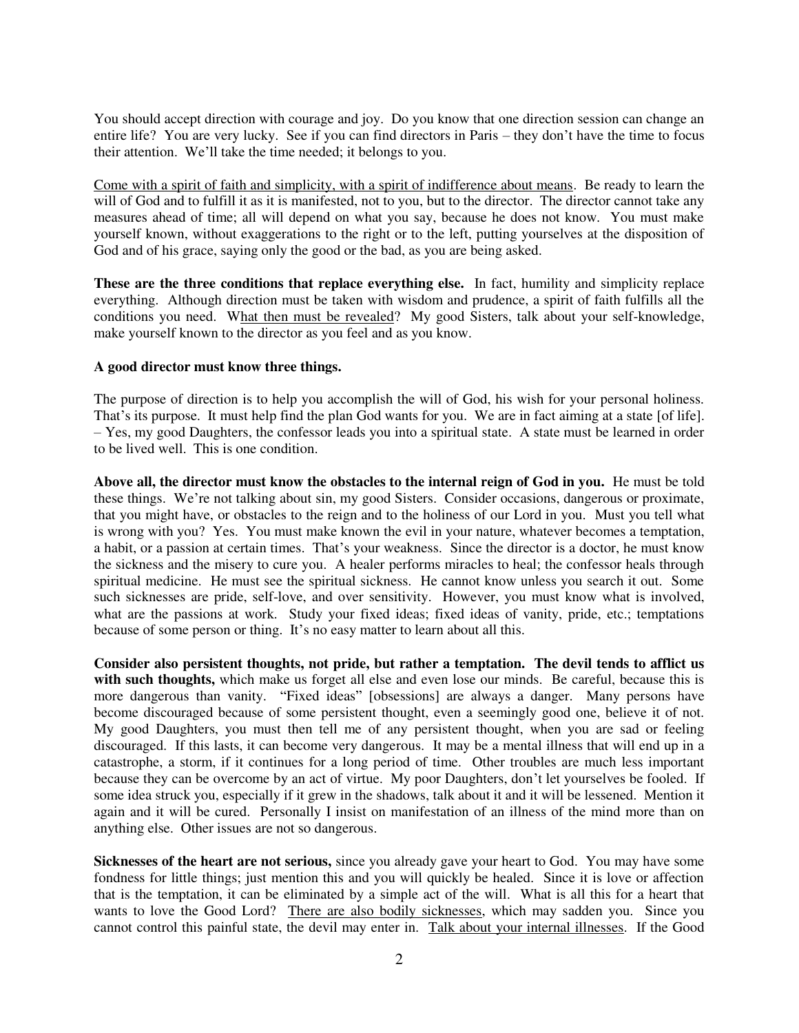You should accept direction with courage and joy. Do you know that one direction session can change an entire life? You are very lucky. See if you can find directors in Paris – they don't have the time to focus their attention. We'll take the time needed; it belongs to you.

<u>Come with a spirit of faith and simplicity, with a spirit of indifference about means</u>. Be ready to learn the will of God and to fulfill it as it is manifested, not to you, but to the director. The director cannot take any measures ahead of time; all will depend on what you say, because he does not know. You must make yourself known, without exaggerations to the right or to the left, putting yourselves at the disposition of God and of his grace, saying only the good or the bad, as you are being asked.

**These are the three conditions that replace everything else.** In fact, humility and simplicity replace everything. Although direction must be taken with wisdom and prudence, a spirit of faith fulfills all the conditions you need. W<u>hat then must be revealed</u>? My good Sisters, talk about your self-knowledge, make yourself known to the director as you feel and as you know.

**A good director must know three things.**

The purpose of direction is to help you accomplish the will of God, his wish for your personal holiness. That's its purpose. It must help find the plan God wants for you. We are in fact aiming at a state [of life]. – Yes, my good Daughters, the confessor leads you into a spiritual state. A state must be learned in order to be lived well. This is one condition.

**Above all, the director must know the obstacles to the internal reign of God in you.** He must be told these things. We're not talking about sin, my good Sisters. Consider occasions, dangerous or proximate, that you might have, or obstacles to the reign and to the holiness of our Lord in you. Must you tell what is wrong with you? Yes. You must make known the evil in your nature, whatever becomes a temptation, a habit, or a passion at certain times. That's your weakness. Since the director is a doctor, he must know the sickness and the misery to cure you. A healer performs miracles to heal; the confessor heals through spiritual medicine. He must see the spiritual sickness. He cannot know unless you search it out. Some such sicknesses are pride, self-love, and over sensitivity. However, you must know what is involved, what are the passions at work. Study your fixed ideas; fixed ideas of vanity, pride, etc.; temptations because of some person or thing. It's no easy matter to learn about all this.

**Consider also persistent thoughts, not pride, but rather a temptation. The devil tends to afflict us with such thoughts,** which make us forget all else and even lose our minds. Be careful, because this is more dangerous than vanity. "Fixed ideas" [obsessions] are always a danger. Many persons have become discouraged because of some persistent thought, even a seemingly good one, believe it of not. My good Daughters, you must then tell me of any persistent thought, when you are sad or feeling discouraged. If this lasts, it can become very dangerous. It may be a mental illness that will end up in a catastrophe, a storm, if it continues for a long period of time. Other troubles are much less important because they can be overcome by an act of virtue. My poor Daughters, don't let yourselves be fooled. If some idea struck you, especially if it grew in the shadows, talk about it and it will be lessened. Mention it again and it will be cured. Personally I insist on manifestation of an illness of the mind more than on anything else. Other issues are not so dangerous.

**Sicknesses of the heart are not serious,** since you already gave your heart to God. You may have some fondness for little things; just mention this and you will quickly be healed. Since it is love or affection that is the temptation, it can be eliminated by a simple act of the will. What is all this for a heart that wants to love the Good Lord? <u>There are also bodily sicknesses</u>, which may sadden you. Since you cannot control this painful state, the devil may enter in. <u>Talk about your internal illnesses</u>. If the Good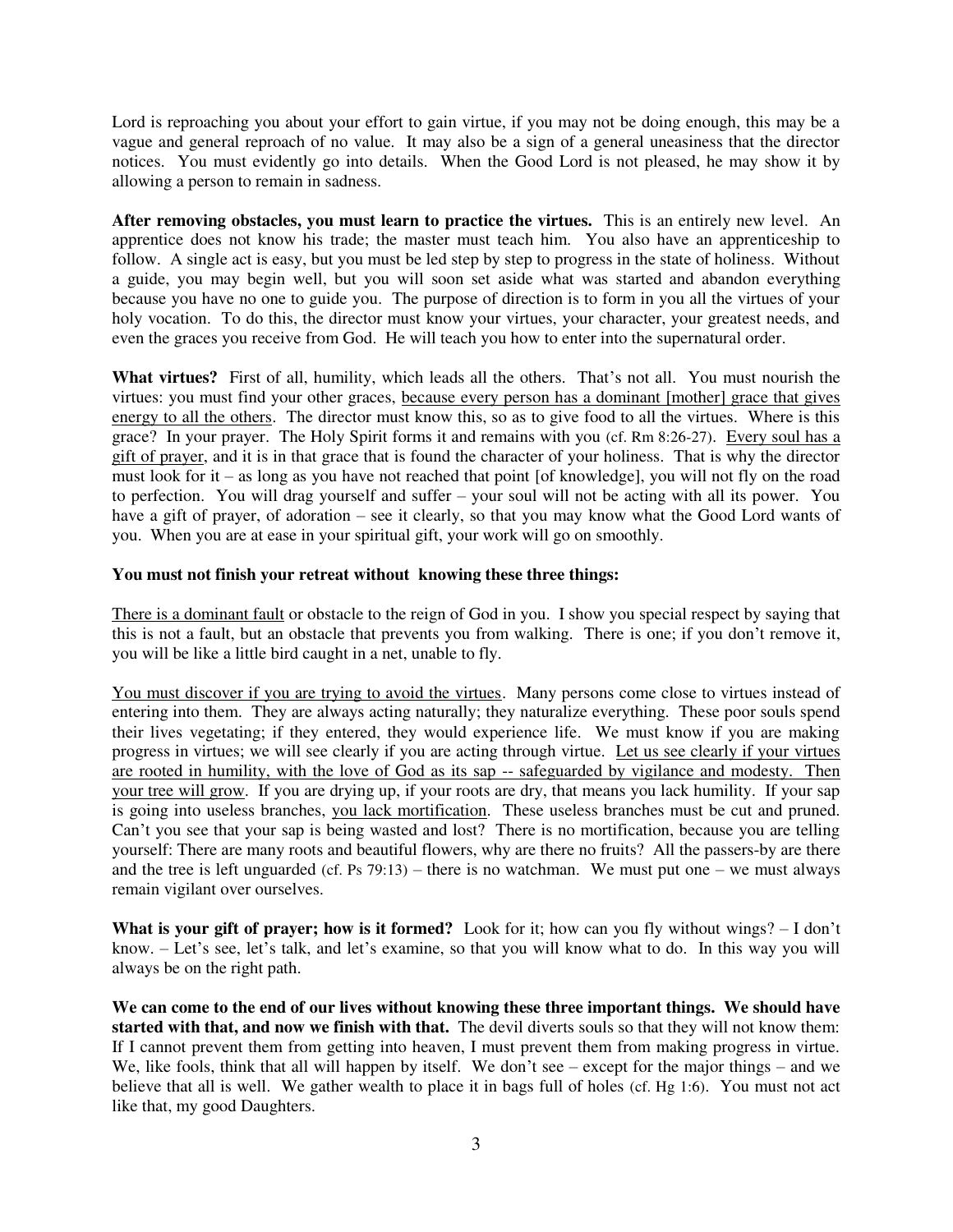Lord is reproaching you about your effort to gain virtue, if you may not be doing enough, this may be a vague and general reproach of no value. It may also be a sign of a general uneasiness that the director notices. You must evidently go into details. When the Good Lord is not pleased, he may show it by allowing a person to remain in sadness.

**After removing obstacles, you must learn to practice the virtues.** This is an entirely new level. An apprentice does not know his trade; the master must teach him. You also have an apprenticeship to follow. A single act is easy, but you must be led step by step to progress in the state of holiness. Without a guide, you may begin well, but you will soon set aside what was started and abandon everything because you have no one to guide you. The purpose of direction is to form in you all the virtues of your holy vocation. To do this, the director must know your virtues, your character, your greatest needs, and even the graces you receive from God. He will teach you how to enter into the supernatural order.

**What virtues?** First of all, humility, which leads all the others. That's not all. You must nourish the virtues: you must find your other graces, <u>because every person has a dominant [mother] grace that gives energy to all the others</u>. The director must know this, so as to give food to all the virtues. Where is this grace? In your prayer. The Holy Spirit forms it and remains with you (cf. Rm 8:26-27). <u>Every soul has a gift of prayer</u>, and it is in that grace that is found the character of your holiness. That is why the director must look for it – as long as you have not reached that point [of knowledge], you will not fly on the road to perfection. You will drag yourself and suffer – your soul will not be acting with all its power. You have a gift of prayer, of adoration – see it clearly, so that you may know what the Good Lord wants of you. When you are at ease in your spiritual gift, your work will go on smoothly.

**You must not finish your retreat without knowing these three things:**

<u>There is a dominant fault</u> or obstacle to the reign of God in you. I show you special respect by saying that this is not a fault, but an obstacle that prevents you from walking. There is one; if you don't remove it, you will be like a little bird caught in a net, unable to fly.

<u>You must discover if you are trying to avoid the virtues</u>. Many persons come close to virtues instead of entering into them. They are always acting naturally; they naturalize everything. These poor souls spend their lives vegetating; if they entered, they would experience life. We must know if you are making progress in virtues; we will see clearly if you are acting through virtue. <u>Let us see clearly if your virtues are rooted in humility, with the love of God as its sap -- safeguarded by vigilance and modesty. Then your tree will grow</u>. If you are drying up, if your roots are dry, that means you lack humility. If your sap is going into useless branches, <u>you lack mortification</u>. These useless branches must be cut and pruned. Can't you see that your sap is being wasted and lost? There is no mortification, because you are telling yourself: There are many roots and beautiful flowers, why are there no fruits? All the passers-by are there and the tree is left unguarded (cf. Ps 79:13) – there is no watchman. We must put one – we must always remain vigilant over ourselves.

**What is your gift of prayer; how is it formed?** Look for it; how can you fly without wings? – I don't know. – Let's see, let's talk, and let's examine, so that you will know what to do. In this way you will always be on the right path.

**We can come to the end of our lives without knowing these three important things. We should have started with that, and now we finish with that.** The devil diverts souls so that they will not know them: If I cannot prevent them from getting into heaven, I must prevent them from making progress in virtue. We, like fools, think that all will happen by itself. We don't see – except for the major things – and we believe that all is well. We gather wealth to place it in bags full of holes (cf. Hg 1:6). You must not act like that, my good Daughters.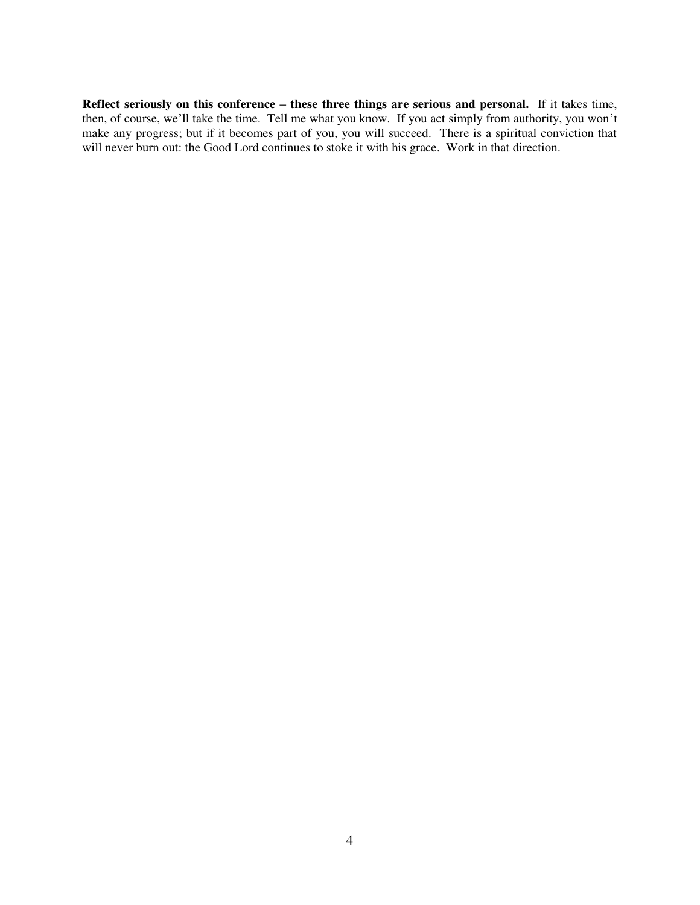**Reflect seriously on this conference – these three things are serious and personal.** If it takes time, then, of course, we'll take the time. Tell me what you know. If you act simply from authority, you won't make any progress; but if it becomes part of you, you will succeed. There is a spiritual conviction that will never burn out: the Good Lord continues to stoke it with his grace. Work in that direction.